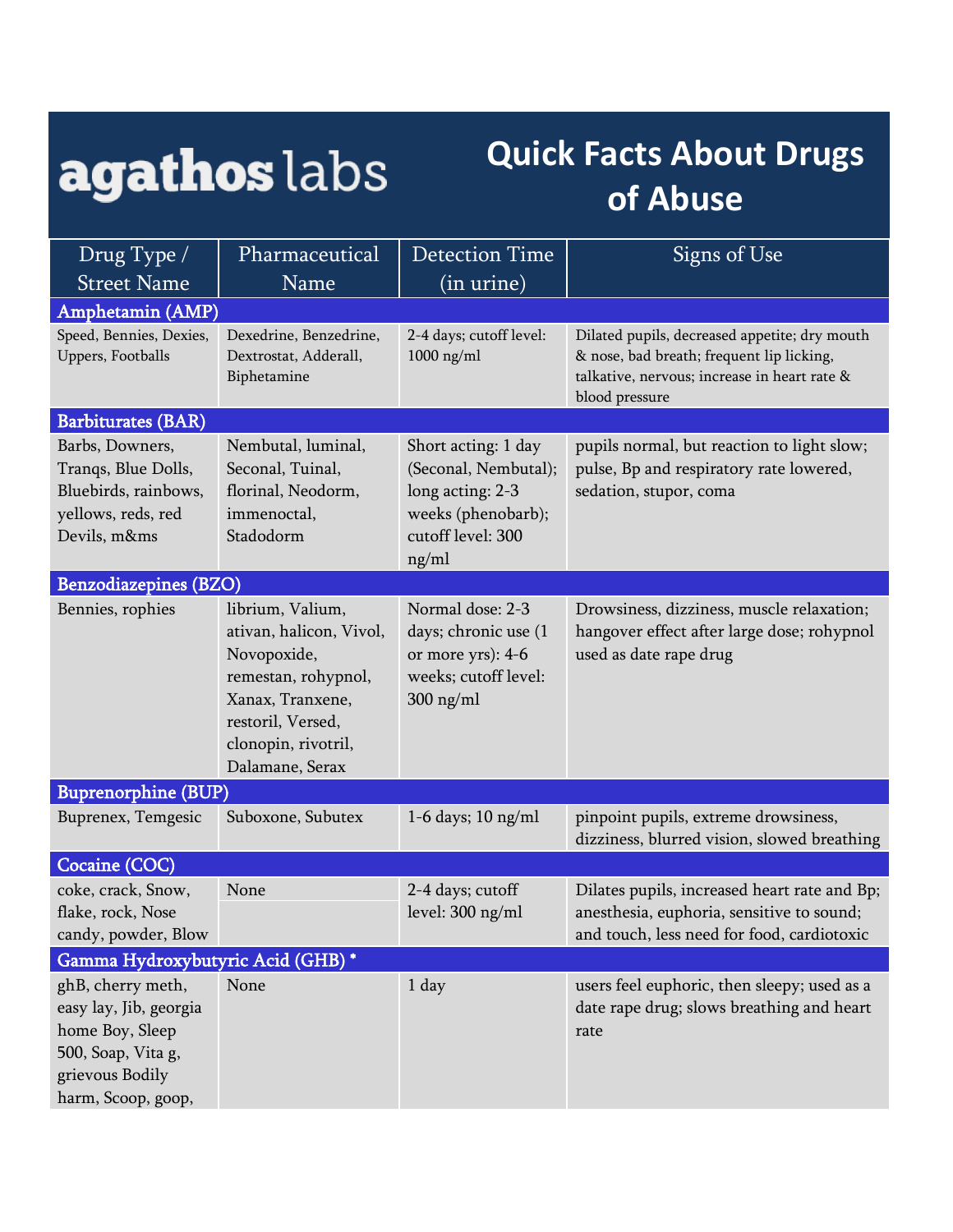# agathos labs

# Quick Facts About Drugs of Abuse

| Drug Type / Street Name | Pharmaceutical Name | Detection Time (in urine) | Signs of Use |
|---|---|---|---|
| **Amphetamin (AMP)** | | | |
| Speed, Bennies, Dexies, Uppers, Footballs | Dexedrine, Benzedrine, Dextrostat, Adderall, Biphetamine | 2-4 days; cutoff level: 1000 ng/ml | Dilated pupils, decreased appetite; dry mouth & nose, bad breath; frequent lip licking, talkative, nervous; increase in heart rate & blood pressure |
| **Barbiturates (BAR)** | | | |
| Barbs, Downers, Tranqs, Blue Dolls, Bluebirds, rainbows, yellows, reds, red Devils, m&ms | Nembutal, luminal, Seconal, Tuinal, florinal, Neodorm, immenoctal, Stadodorm | Short acting: 1 day (Seconal, Nembutal); long acting: 2-3 weeks (phenobarb); cutoff level: 300 ng/ml | pupils normal, but reaction to light slow; pulse, Bp and respiratory rate lowered, sedation, stupor, coma |
| **Benzodiazepines (BZO)** | | | |
| Bennies, rophies | librium, Valium, ativan, halicon, Vivol, Novopoxide, remestan, rohypnol, Xanax, Tranxene, restoril, Versed, clonopin, rivotril, Dalamane, Serax | Normal dose: 2-3 days; chronic use (1 or more yrs): 4-6 weeks; cutoff level: 300 ng/ml | Drowsiness, dizziness, muscle relaxation; hangover effect after large dose; rohypnol used as date rape drug |
| **Buprenorphine (BUP)** | | | |
| Buprenex, Temgesic | Suboxone, Subutex | 1-6 days; 10 ng/ml | pinpoint pupils, extreme drowsiness, dizziness, blurred vision, slowed breathing |
| **Cocaine (COC)** | | | |
| coke, crack, Snow, flake, rock, Nose candy, powder, Blow | None | 2-4 days; cutoff level: 300 ng/ml | Dilates pupils, increased heart rate and Bp; anesthesia, euphoria, sensitive to sound; and touch, less need for food, cardiotoxic |
| **Gamma Hydroxybutyric Acid (GHB) *** | | | |
| ghB, cherry meth, easy lay, Jib, georgia home Boy, Sleep 500, Soap, Vita g, grievous Bodily harm, Scoop, goop, | None | 1 day | users feel euphoric, then sleepy; used as a date rape drug; slows breathing and heart rate |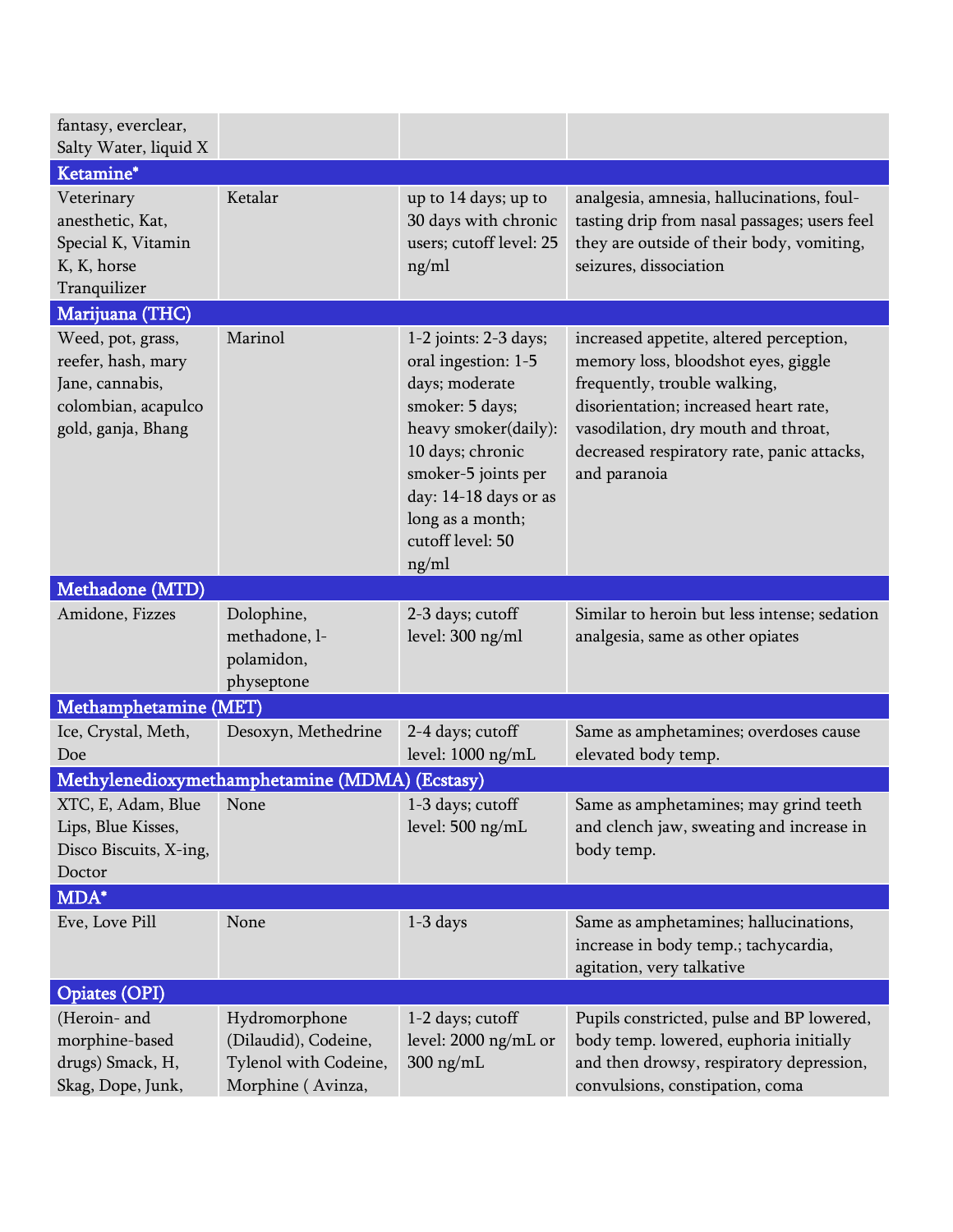| | | | |
|---|---|---|---|
| fantasy, everclear, Salty Water, liquid X | | | |
| **Ketamine*** | | | |
| Veterinary anesthetic, Kat, Special K, Vitamin K, K, horse Tranquilizer | Ketalar | up to 14 days; up to 30 days with chronic users; cutoff level: 25 ng/ml | analgesia, amnesia, hallucinations, foul-tasting drip from nasal passages; users feel they are outside of their body, vomiting, seizures, dissociation |
| **Marijuana (THC)** | | | |
| Weed, pot, grass, reefer, hash, mary Jane, cannabis, colombian, acapulco gold, ganja, Bhang | Marinol | 1-2 joints: 2-3 days; oral ingestion: 1-5 days; moderate smoker: 5 days; heavy smoker(daily): 10 days; chronic smoker-5 joints per day: 14-18 days or as long as a month; cutoff level: 50 ng/ml | increased appetite, altered perception, memory loss, bloodshot eyes, giggle frequently, trouble walking, disorientation; increased heart rate, vasodilation, dry mouth and throat, decreased respiratory rate, panic attacks, and paranoia |
| **Methadone (MTD)** | | | |
| Amidone, Fizzes | Dolophine, methadone, l-polamidon, physeptone | 2-3 days; cutoff level: 300 ng/ml | Similar to heroin but less intense; sedation analgesia, same as other opiates |
| **Methamphetamine (MET)** | | | |
| Ice, Crystal, Meth, Doe | Desoxyn, Methedrine | 2-4 days; cutoff level: 1000 ng/mL | Same as amphetamines; overdoses cause elevated body temp. |
| **Methylenedioxymethamphetamine (MDMA) (Ecstasy)** | | | |
| XTC, E, Adam, Blue Lips, Blue Kisses, Disco Biscuits, X-ing, Doctor | None | 1-3 days; cutoff level: 500 ng/mL | Same as amphetamines; may grind teeth and clench jaw, sweating and increase in body temp. |
| **MDA*** | | | |
| Eve, Love Pill | None | 1-3 days | Same as amphetamines; hallucinations, increase in body temp.; tachycardia, agitation, very talkative |
| **Opiates (OPI)** | | | |
| (Heroin- and morphine-based drugs) Smack, H, Skag, Dope, Junk, | Hydromorphone (Dilaudid), Codeine, Tylenol with Codeine, Morphine ( Avinza, | 1-2 days; cutoff level: 2000 ng/mL or 300 ng/mL | Pupils constricted, pulse and BP lowered, body temp. lowered, euphoria initially and then drowsy, respiratory depression, convulsions, constipation, coma |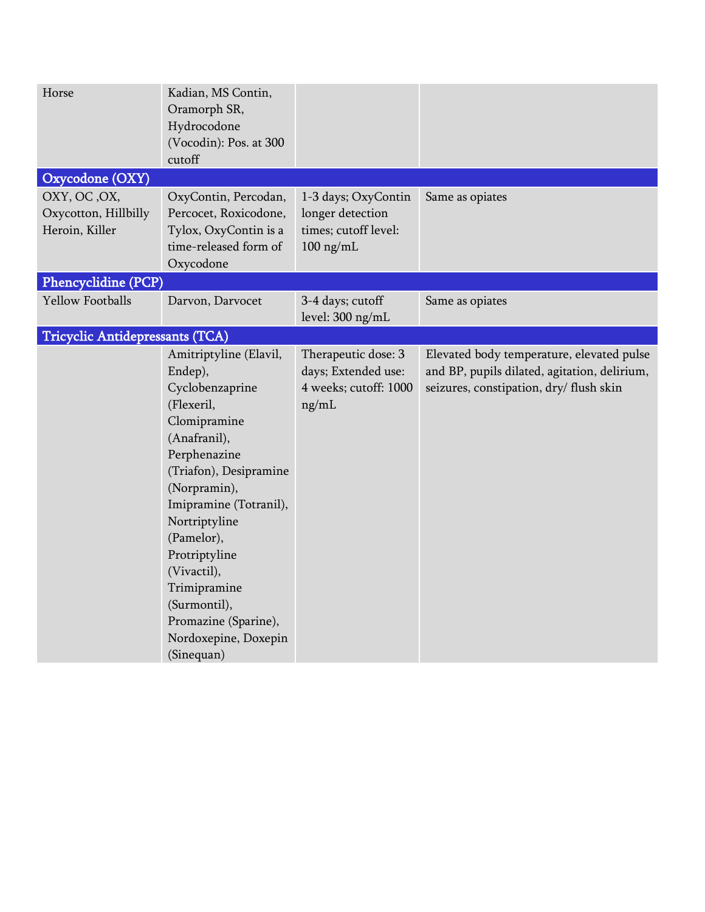| | | | |
|---|---|---|---|
| Horse | Kadian, MS Contin, Oramorph SR, Hydrocodone (Vocodin): Pos. at 300 cutoff | | |
| **Oxycodone (OXY)** | | | |
| OXY, OC ,OX, Oxycotton, Hillbilly Heroin, Killer | OxyContin, Percodan, Percocet, Roxicodone, Tylox, OxyContin is a time-released form of Oxycodone | 1-3 days; OxyContin longer detection times; cutoff level: 100 ng/mL | Same as opiates |
| **Phencyclidine (PCP)** | | | |
| Yellow Footballs | Darvon, Darvocet | 3-4 days; cutoff level: 300 ng/mL | Same as opiates |
| **Tricyclic Antidepressants (TCA)** | | | |
| | Amitriptyline (Elavil, Endep), Cyclobenzaprine (Flexeril, Clomipramine (Anafranil), Perphenazine (Triafon), Desipramine (Norpramin), Imipramine (Totranil), Nortriptyline (Pamelor), Protriptyline (Vivactil), Trimipramine (Surmontil), Promazine (Sparine), Nordoxepine, Doxepin (Sinequan) | Therapeutic dose: 3 days; Extended use: 4 weeks; cutoff: 1000 ng/mL | Elevated body temperature, elevated pulse and BP, pupils dilated, agitation, delirium, seizures, constipation, dry/ flush skin |